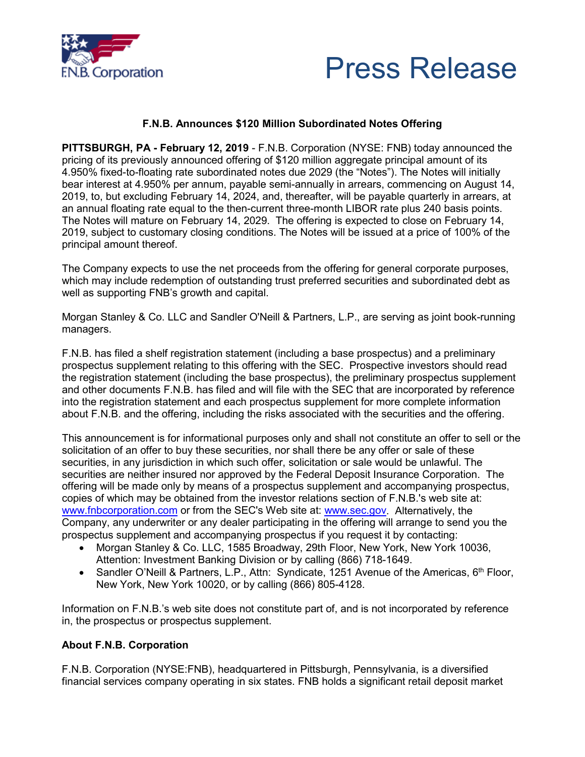F.N.B. Corporation

# Press Release

## F.N.B. Announces $120 Million Subordinated Notes Offering

**PITTSBURGH, PA - February 12, 2019** - F.N.B. Corporation (NYSE: FNB) today announced the pricing of its previously announced offering of $120 million aggregate principal amount of its 4.950% fixed-to-floating rate subordinated notes due 2029 (the "Notes"). The Notes will initially bear interest at 4.950% per annum, payable semi-annually in arrears, commencing on August 14, 2019, to, but excluding February 14, 2024, and, thereafter, will be payable quarterly in arrears, at an annual floating rate equal to the then-current three-month LIBOR rate plus 240 basis points. The Notes will mature on February 14, 2029. The offering is expected to close on February 14, 2019, subject to customary closing conditions. The Notes will be issued at a price of 100% of the principal amount thereof.

The Company expects to use the net proceeds from the offering for general corporate purposes, which may include redemption of outstanding trust preferred securities and subordinated debt as well as supporting FNB's growth and capital.

Morgan Stanley & Co. LLC and Sandler O'Neill & Partners, L.P., are serving as joint book-running managers.

F.N.B. has filed a shelf registration statement (including a base prospectus) and a preliminary prospectus supplement relating to this offering with the SEC. Prospective investors should read the registration statement (including the base prospectus), the preliminary prospectus supplement and other documents F.N.B. has filed and will file with the SEC that are incorporated by reference into the registration statement and each prospectus supplement for more complete information about F.N.B. and the offering, including the risks associated with the securities and the offering.

This announcement is for informational purposes only and shall not constitute an offer to sell or the solicitation of an offer to buy these securities, nor shall there be any offer or sale of these securities, in any jurisdiction in which such offer, solicitation or sale would be unlawful. The securities are neither insured nor approved by the Federal Deposit Insurance Corporation. The offering will be made only by means of a prospectus supplement and accompanying prospectus, copies of which may be obtained from the investor relations section of F.N.B.'s web site at: www.fnbcorporation.com or from the SEC's Web site at: www.sec.gov. Alternatively, the Company, any underwriter or any dealer participating in the offering will arrange to send you the prospectus supplement and accompanying prospectus if you request it by contacting:

- Morgan Stanley & Co. LLC, 1585 Broadway, 29th Floor, New York, New York 10036, Attention: Investment Banking Division or by calling (866) 718-1649.
- Sandler O'Neill & Partners, L.P., Attn: Syndicate, 1251 Avenue of the Americas, 6th Floor, New York, New York 10020, or by calling (866) 805-4128.

Information on F.N.B.'s web site does not constitute part of, and is not incorporated by reference in, the prospectus or prospectus supplement.

**About F.N.B. Corporation**

F.N.B. Corporation (NYSE:FNB), headquartered in Pittsburgh, Pennsylvania, is a diversified financial services company operating in six states. FNB holds a significant retail deposit market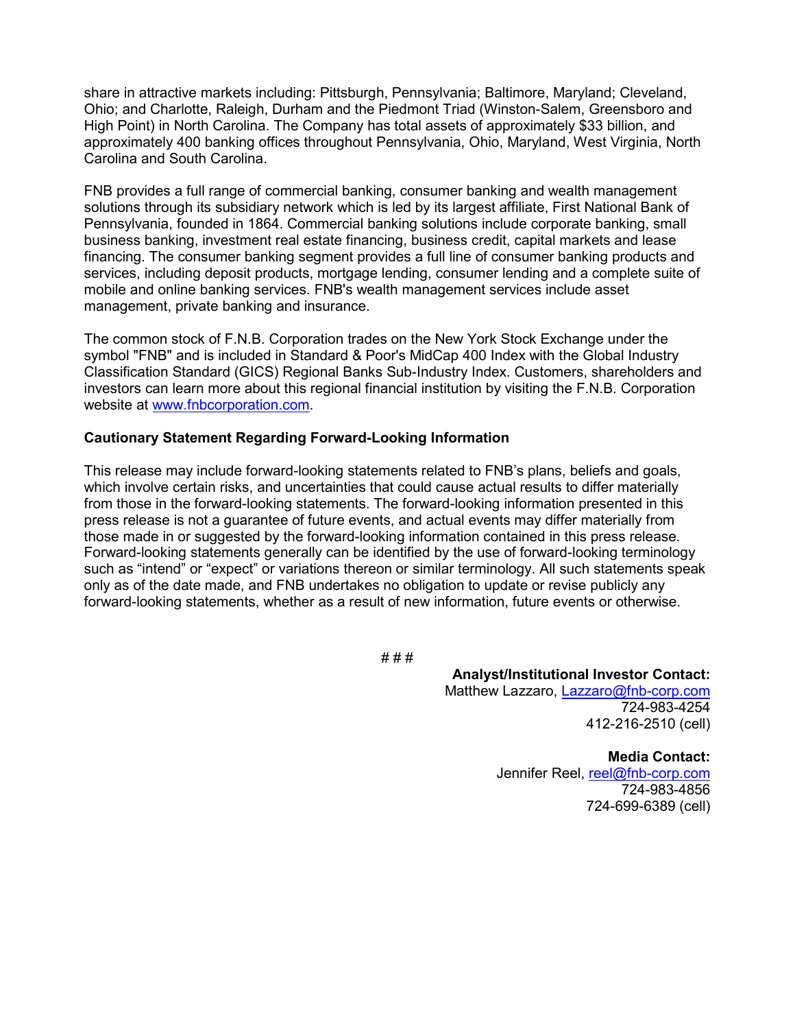share in attractive markets including: Pittsburgh, Pennsylvania; Baltimore, Maryland; Cleveland, Ohio; and Charlotte, Raleigh, Durham and the Piedmont Triad (Winston-Salem, Greensboro and High Point) in North Carolina. The Company has total assets of approximately $33 billion, and approximately 400 banking offices throughout Pennsylvania, Ohio, Maryland, West Virginia, North Carolina and South Carolina.

FNB provides a full range of commercial banking, consumer banking and wealth management solutions through its subsidiary network which is led by its largest affiliate, First National Bank of Pennsylvania, founded in 1864. Commercial banking solutions include corporate banking, small business banking, investment real estate financing, business credit, capital markets and lease financing. The consumer banking segment provides a full line of consumer banking products and services, including deposit products, mortgage lending, consumer lending and a complete suite of mobile and online banking services. FNB's wealth management services include asset management, private banking and insurance.

The common stock of F.N.B. Corporation trades on the New York Stock Exchange under the symbol "FNB" and is included in Standard & Poor's MidCap 400 Index with the Global Industry Classification Standard (GICS) Regional Banks Sub-Industry Index. Customers, shareholders and investors can learn more about this regional financial institution by visiting the F.N.B. Corporation website at www.fnbcorporation.com.

**Cautionary Statement Regarding Forward-Looking Information**

This release may include forward-looking statements related to FNB's plans, beliefs and goals, which involve certain risks, and uncertainties that could cause actual results to differ materially from those in the forward-looking statements. The forward-looking information presented in this press release is not a guarantee of future events, and actual events may differ materially from those made in or suggested by the forward-looking information contained in this press release. Forward-looking statements generally can be identified by the use of forward-looking terminology such as "intend" or "expect" or variations thereon or similar terminology. All such statements speak only as of the date made, and FNB undertakes no obligation to update or revise publicly any forward-looking statements, whether as a result of new information, future events or otherwise.

# # #

**Analyst/Institutional Investor Contact:**
Matthew Lazzaro, Lazzaro@fnb-corp.com
724-983-4254
412-216-2510 (cell)

**Media Contact:**
Jennifer Reel, reel@fnb-corp.com
724-983-4856
724-699-6389 (cell)